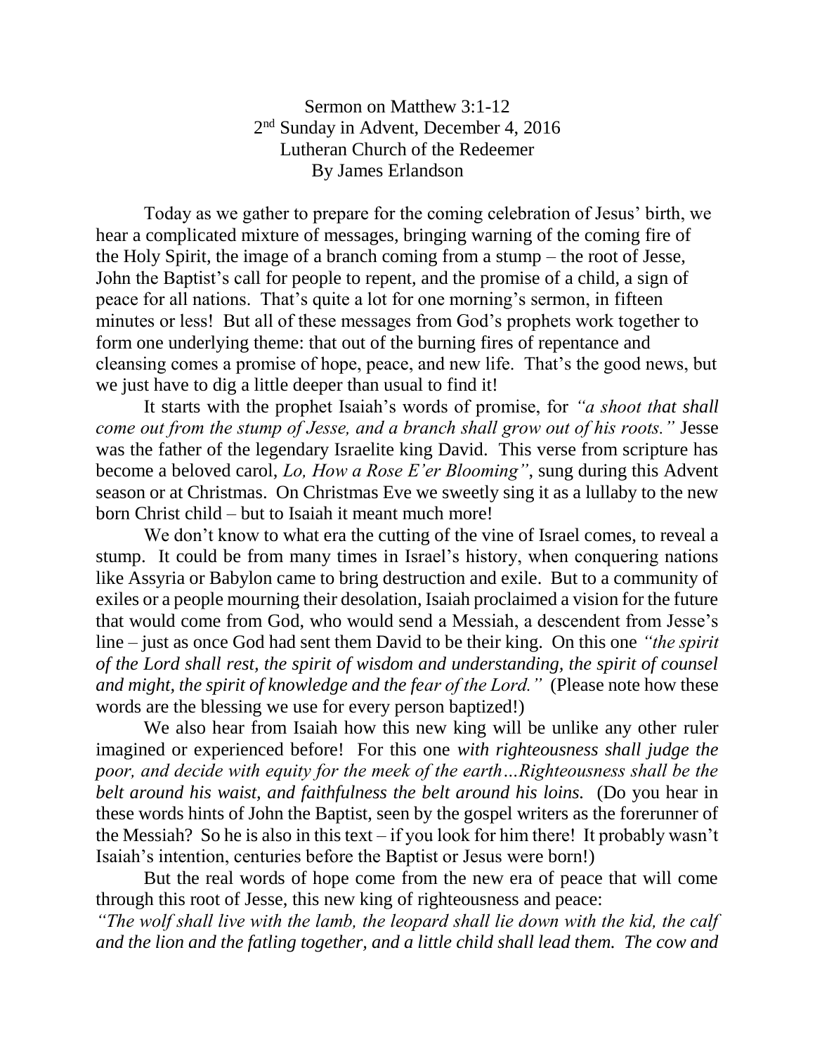Sermon on Matthew 3:1-12
2nd Sunday in Advent, December 4, 2016
Lutheran Church of the Redeemer
By James Erlandson

Today as we gather to prepare for the coming celebration of Jesus' birth, we hear a complicated mixture of messages, bringing warning of the coming fire of the Holy Spirit, the image of a branch coming from a stump – the root of Jesse, John the Baptist's call for people to repent, and the promise of a child, a sign of peace for all nations. That's quite a lot for one morning's sermon, in fifteen minutes or less! But all of these messages from God's prophets work together to form one underlying theme: that out of the burning fires of repentance and cleansing comes a promise of hope, peace, and new life. That's the good news, but we just have to dig a little deeper than usual to find it!

It starts with the prophet Isaiah's words of promise, for *"a shoot that shall come out from the stump of Jesse, and a branch shall grow out of his roots."* Jesse was the father of the legendary Israelite king David. This verse from scripture has become a beloved carol, *Lo, How a Rose E'er Blooming"*, sung during this Advent season or at Christmas. On Christmas Eve we sweetly sing it as a lullaby to the new born Christ child – but to Isaiah it meant much more!

We don't know to what era the cutting of the vine of Israel comes, to reveal a stump. It could be from many times in Israel's history, when conquering nations like Assyria or Babylon came to bring destruction and exile. But to a community of exiles or a people mourning their desolation, Isaiah proclaimed a vision for the future that would come from God, who would send a Messiah, a descendent from Jesse's line – just as once God had sent them David to be their king. On this one *"the spirit of the Lord shall rest, the spirit of wisdom and understanding, the spirit of counsel and might, the spirit of knowledge and the fear of the Lord."* (Please note how these words are the blessing we use for every person baptized!)

We also hear from Isaiah how this new king will be unlike any other ruler imagined or experienced before! For this one *with righteousness shall judge the poor, and decide with equity for the meek of the earth…Righteousness shall be the belt around his waist, and faithfulness the belt around his loins.* (Do you hear in these words hints of John the Baptist, seen by the gospel writers as the forerunner of the Messiah? So he is also in this text – if you look for him there! It probably wasn't Isaiah's intention, centuries before the Baptist or Jesus were born!)

But the real words of hope come from the new era of peace that will come through this root of Jesse, this new king of righteousness and peace:

*"The wolf shall live with the lamb, the leopard shall lie down with the kid, the calf and the lion and the fatling together, and a little child shall lead them. The cow and*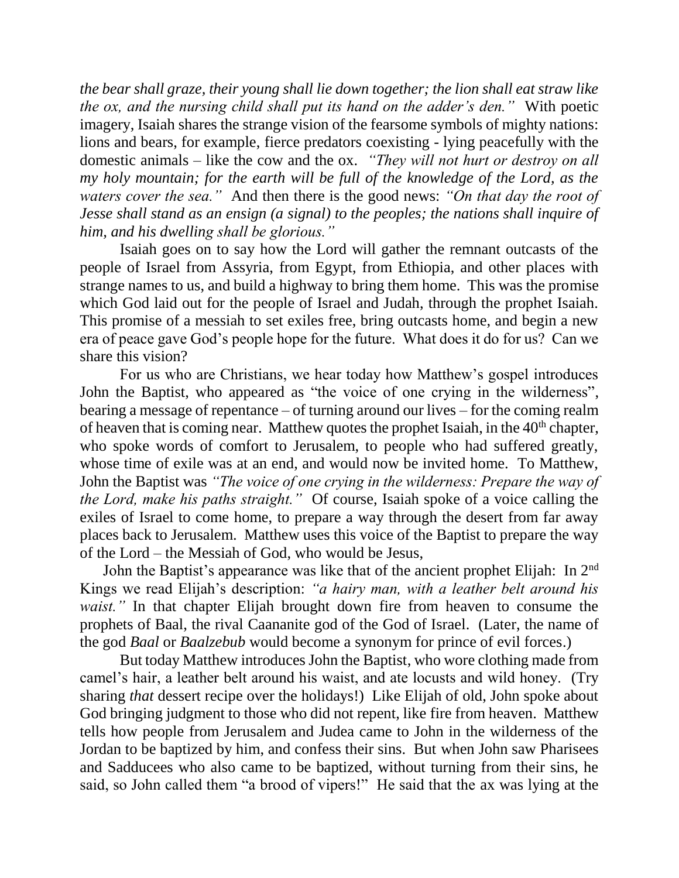*the bear shall graze, their young shall lie down together; the lion shall eat straw like the ox, and the nursing child shall put its hand on the adder's den."* With poetic imagery, Isaiah shares the strange vision of the fearsome symbols of mighty nations: lions and bears, for example, fierce predators coexisting - lying peacefully with the domestic animals – like the cow and the ox. *"They will not hurt or destroy on all my holy mountain; for the earth will be full of the knowledge of the Lord, as the waters cover the sea."* And then there is the good news: *"On that day the root of Jesse shall stand as an ensign (a signal) to the peoples; the nations shall inquire of him, and his dwelling shall be glorious."*

Isaiah goes on to say how the Lord will gather the remnant outcasts of the people of Israel from Assyria, from Egypt, from Ethiopia, and other places with strange names to us, and build a highway to bring them home. This was the promise which God laid out for the people of Israel and Judah, through the prophet Isaiah. This promise of a messiah to set exiles free, bring outcasts home, and begin a new era of peace gave God's people hope for the future. What does it do for us? Can we share this vision?

For us who are Christians, we hear today how Matthew's gospel introduces John the Baptist, who appeared as "the voice of one crying in the wilderness", bearing a message of repentance – of turning around our lives – for the coming realm of heaven that is coming near. Matthew quotes the prophet Isaiah, in the 40th chapter, who spoke words of comfort to Jerusalem, to people who had suffered greatly, whose time of exile was at an end, and would now be invited home. To Matthew, John the Baptist was *"The voice of one crying in the wilderness: Prepare the way of the Lord, make his paths straight."* Of course, Isaiah spoke of a voice calling the exiles of Israel to come home, to prepare a way through the desert from far away places back to Jerusalem. Matthew uses this voice of the Baptist to prepare the way of the Lord – the Messiah of God, who would be Jesus,

John the Baptist's appearance was like that of the ancient prophet Elijah: In 2nd Kings we read Elijah's description: *"a hairy man, with a leather belt around his waist."* In that chapter Elijah brought down fire from heaven to consume the prophets of Baal, the rival Caananite god of the God of Israel. (Later, the name of the god *Baal* or *Baalzebub* would become a synonym for prince of evil forces.)

But today Matthew introduces John the Baptist, who wore clothing made from camel's hair, a leather belt around his waist, and ate locusts and wild honey. (Try sharing *that* dessert recipe over the holidays!) Like Elijah of old, John spoke about God bringing judgment to those who did not repent, like fire from heaven. Matthew tells how people from Jerusalem and Judea came to John in the wilderness of the Jordan to be baptized by him, and confess their sins. But when John saw Pharisees and Sadducees who also came to be baptized, without turning from their sins, he said, so John called them "a brood of vipers!" He said that the ax was lying at the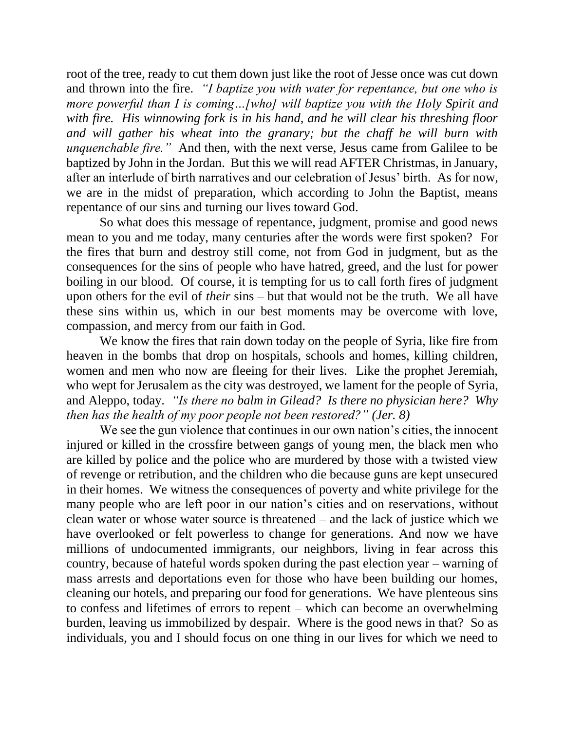root of the tree, ready to cut them down just like the root of Jesse once was cut down and thrown into the fire. *"I baptize you with water for repentance, but one who is more powerful than I is coming…[who] will baptize you with the Holy Spirit and with fire. His winnowing fork is in his hand, and he will clear his threshing floor and will gather his wheat into the granary; but the chaff he will burn with unquenchable fire."* And then, with the next verse, Jesus came from Galilee to be baptized by John in the Jordan. But this we will read AFTER Christmas, in January, after an interlude of birth narratives and our celebration of Jesus' birth. As for now, we are in the midst of preparation, which according to John the Baptist, means repentance of our sins and turning our lives toward God.

So what does this message of repentance, judgment, promise and good news mean to you and me today, many centuries after the words were first spoken? For the fires that burn and destroy still come, not from God in judgment, but as the consequences for the sins of people who have hatred, greed, and the lust for power boiling in our blood. Of course, it is tempting for us to call forth fires of judgment upon others for the evil of *their* sins – but that would not be the truth. We all have these sins within us, which in our best moments may be overcome with love, compassion, and mercy from our faith in God.

We know the fires that rain down today on the people of Syria, like fire from heaven in the bombs that drop on hospitals, schools and homes, killing children, women and men who now are fleeing for their lives. Like the prophet Jeremiah, who wept for Jerusalem as the city was destroyed, we lament for the people of Syria, and Aleppo, today. *"Is there no balm in Gilead? Is there no physician here? Why then has the health of my poor people not been restored?" (Jer. 8)*

We see the gun violence that continues in our own nation's cities, the innocent injured or killed in the crossfire between gangs of young men, the black men who are killed by police and the police who are murdered by those with a twisted view of revenge or retribution, and the children who die because guns are kept unsecured in their homes. We witness the consequences of poverty and white privilege for the many people who are left poor in our nation's cities and on reservations, without clean water or whose water source is threatened – and the lack of justice which we have overlooked or felt powerless to change for generations. And now we have millions of undocumented immigrants, our neighbors, living in fear across this country, because of hateful words spoken during the past election year – warning of mass arrests and deportations even for those who have been building our homes, cleaning our hotels, and preparing our food for generations. We have plenteous sins to confess and lifetimes of errors to repent – which can become an overwhelming burden, leaving us immobilized by despair. Where is the good news in that? So as individuals, you and I should focus on one thing in our lives for which we need to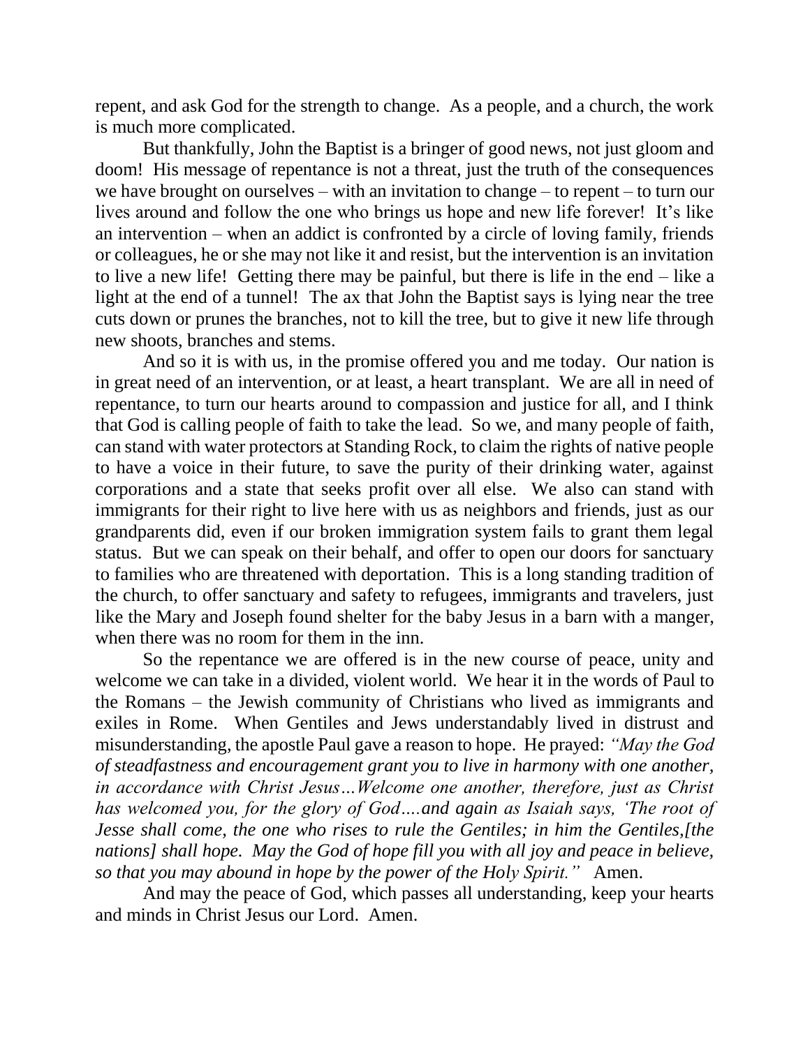repent, and ask God for the strength to change. As a people, and a church, the work is much more complicated.

But thankfully, John the Baptist is a bringer of good news, not just gloom and doom! His message of repentance is not a threat, just the truth of the consequences we have brought on ourselves – with an invitation to change – to repent – to turn our lives around and follow the one who brings us hope and new life forever! It's like an intervention – when an addict is confronted by a circle of loving family, friends or colleagues, he or she may not like it and resist, but the intervention is an invitation to live a new life! Getting there may be painful, but there is life in the end – like a light at the end of a tunnel! The ax that John the Baptist says is lying near the tree cuts down or prunes the branches, not to kill the tree, but to give it new life through new shoots, branches and stems.

And so it is with us, in the promise offered you and me today. Our nation is in great need of an intervention, or at least, a heart transplant. We are all in need of repentance, to turn our hearts around to compassion and justice for all, and I think that God is calling people of faith to take the lead. So we, and many people of faith, can stand with water protectors at Standing Rock, to claim the rights of native people to have a voice in their future, to save the purity of their drinking water, against corporations and a state that seeks profit over all else. We also can stand with immigrants for their right to live here with us as neighbors and friends, just as our grandparents did, even if our broken immigration system fails to grant them legal status. But we can speak on their behalf, and offer to open our doors for sanctuary to families who are threatened with deportation. This is a long standing tradition of the church, to offer sanctuary and safety to refugees, immigrants and travelers, just like the Mary and Joseph found shelter for the baby Jesus in a barn with a manger, when there was no room for them in the inn.

So the repentance we are offered is in the new course of peace, unity and welcome we can take in a divided, violent world. We hear it in the words of Paul to the Romans – the Jewish community of Christians who lived as immigrants and exiles in Rome. When Gentiles and Jews understandably lived in distrust and misunderstanding, the apostle Paul gave a reason to hope. He prayed: *"May the God of steadfastness and encouragement grant you to live in harmony with one another, in accordance with Christ Jesus…Welcome one another, therefore, just as Christ has welcomed you, for the glory of God….and again as Isaiah says, 'The root of Jesse shall come, the one who rises to rule the Gentiles; in him the Gentiles,[the nations] shall hope. May the God of hope fill you with all joy and peace in believe, so that you may abound in hope by the power of the Holy Spirit."* Amen.

And may the peace of God, which passes all understanding, keep your hearts and minds in Christ Jesus our Lord. Amen.